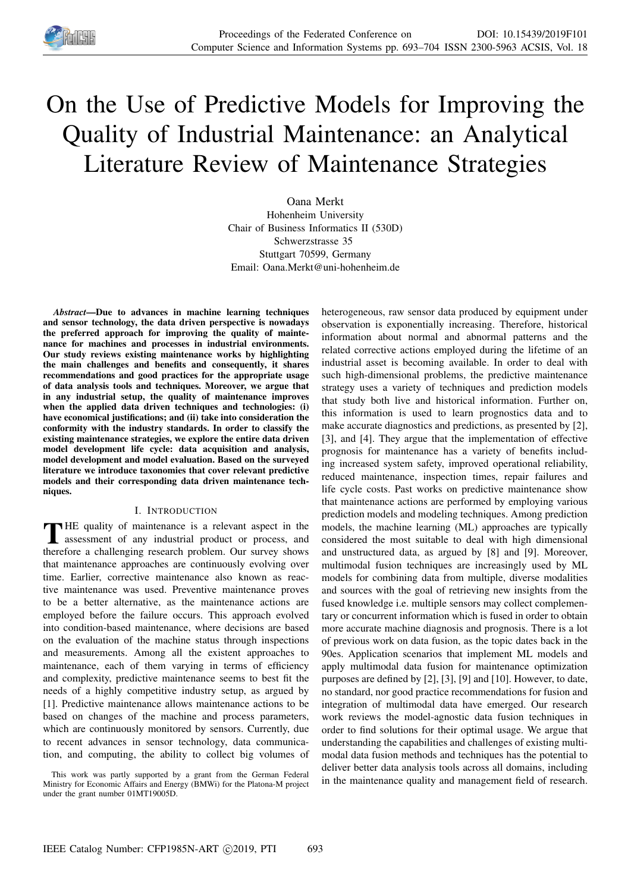# On the Use of Predictive Models for Improving the Quality of Industrial Maintenance: an Analytical Literature Review of Maintenance Strategies

Oana Merkt
Hohenheim University
Chair of Business Informatics II (530D)
Schwerzstrasse 35
Stuttgart 70599, Germany
Email: Oana.Merkt@uni-hohenheim.de

***Abstract*—Due to advances in machine learning techniques and sensor technology, the data driven perspective is nowadays the preferred approach for improving the quality of maintenance for machines and processes in industrial environments. Our study reviews existing maintenance works by highlighting the main challenges and benefits and consequently, it shares recommendations and good practices for the appropriate usage of data analysis tools and techniques. Moreover, we argue that in any industrial setup, the quality of maintenance improves when the applied data driven techniques and technologies: (i) have economical justifications; and (ii) take into consideration the conformity with the industry standards. In order to classify the existing maintenance strategies, we explore the entire data driven model development life cycle: data acquisition and analysis, model development and model evaluation. Based on the surveyed literature we introduce taxonomies that cover relevant predictive models and their corresponding data driven maintenance techniques.**

## I. Introduction

The quality of maintenance is a relevant aspect in the assessment of any industrial product or process, and therefore a challenging research problem. Our survey shows that maintenance approaches are continuously evolving over time. Earlier, corrective maintenance also known as reactive maintenance was used. Preventive maintenance proves to be a better alternative, as the maintenance actions are employed before the failure occurs. This approach evolved into condition-based maintenance, where decisions are based on the evaluation of the machine status through inspections and measurements. Among all the existent approaches to maintenance, each of them varying in terms of efficiency and complexity, predictive maintenance seems to best fit the needs of a highly competitive industry setup, as argued by [1]. Predictive maintenance allows maintenance actions to be based on changes of the machine and process parameters, which are continuously monitored by sensors. Currently, due to recent advances in sensor technology, data communication, and computing, the ability to collect big volumes of heterogeneous, raw sensor data produced by equipment under observation is exponentially increasing. Therefore, historical information about normal and abnormal patterns and the related corrective actions employed during the lifetime of an industrial asset is becoming available. In order to deal with such high-dimensional problems, the predictive maintenance strategy uses a variety of techniques and prediction models that study both live and historical information. Further on, this information is used to learn prognostics data and to make accurate diagnostics and predictions, as presented by [2], [3], and [4]. They argue that the implementation of effective prognosis for maintenance has a variety of benefits including increased system safety, improved operational reliability, reduced maintenance, inspection times, repair failures and life cycle costs. Past works on predictive maintenance show that maintenance actions are performed by employing various prediction models and modeling techniques. Among prediction models, the machine learning (ML) approaches are typically considered the most suitable to deal with high dimensional and unstructured data, as argued by [8] and [9]. Moreover, multimodal fusion techniques are increasingly used by ML models for combining data from multiple, diverse modalities and sources with the goal of retrieving new insights from the fused knowledge i.e. multiple sensors may collect complementary or concurrent information which is fused in order to obtain more accurate machine diagnosis and prognosis. There is a lot of previous work on data fusion, as the topic dates back in the 90es. Application scenarios that implement ML models and apply multimodal data fusion for maintenance optimization purposes are defined by [2], [3], [9] and [10]. However, to date, no standard, nor good practice recommendations for fusion and integration of multimodal data have emerged. Our research work reviews the model-agnostic data fusion techniques in order to find solutions for their optimal usage. We argue that understanding the capabilities and challenges of existing multimodal data fusion methods and techniques has the potential to deliver better data analysis tools across all domains, including in the maintenance quality and management field of research.

This work was partly supported by a grant from the German Federal Ministry for Economic Affairs and Energy (BMWi) for the Platona-M project under the grant number 01MT19005D.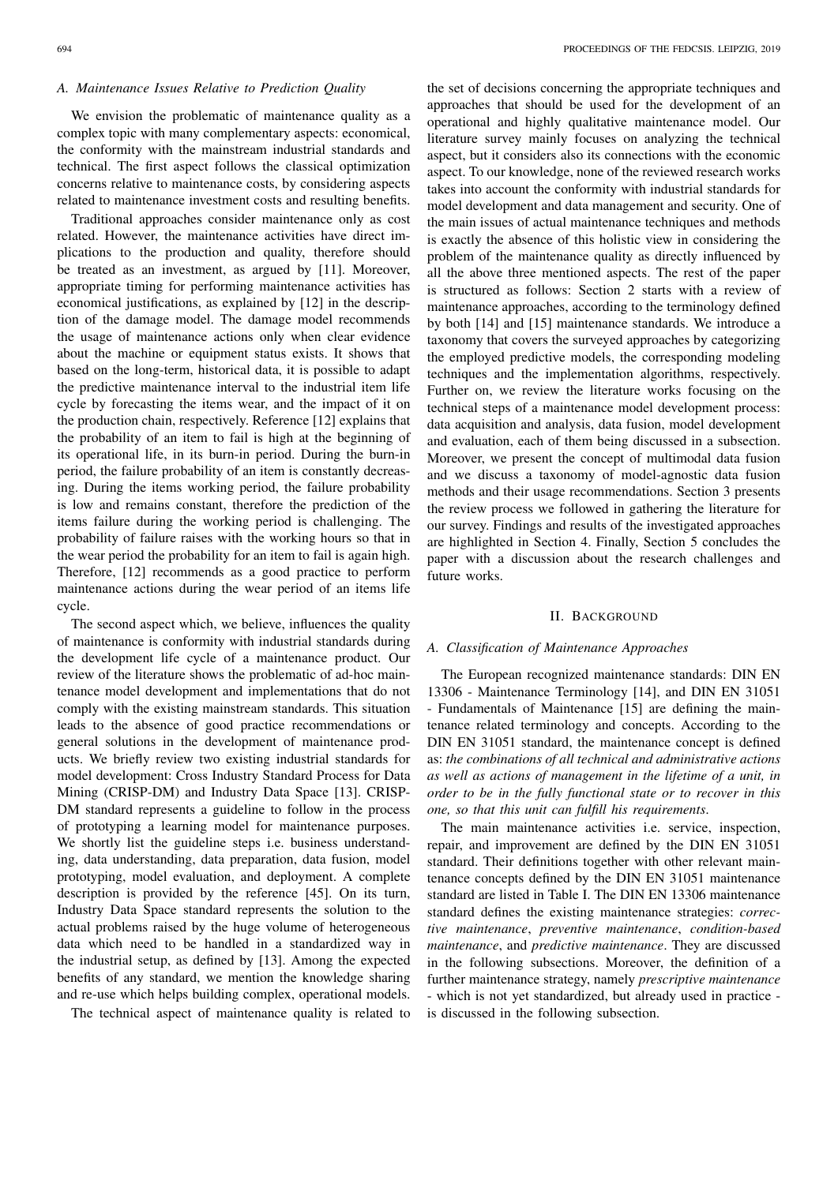### A. Maintenance Issues Relative to Prediction Quality

We envision the problematic of maintenance quality as a complex topic with many complementary aspects: economical, the conformity with the mainstream industrial standards and technical. The first aspect follows the classical optimization concerns relative to maintenance costs, by considering aspects related to maintenance investment costs and resulting benefits.

Traditional approaches consider maintenance only as cost related. However, the maintenance activities have direct implications to the production and quality, therefore should be treated as an investment, as argued by [11]. Moreover, appropriate timing for performing maintenance activities has economical justifications, as explained by [12] in the description of the damage model. The damage model recommends the usage of maintenance actions only when clear evidence about the machine or equipment status exists. It shows that based on the long-term, historical data, it is possible to adapt the predictive maintenance interval to the industrial item life cycle by forecasting the items wear, and the impact of it on the production chain, respectively. Reference [12] explains that the probability of an item to fail is high at the beginning of its operational life, in its burn-in period. During the burn-in period, the failure probability of an item is constantly decreasing. During the items working period, the failure probability is low and remains constant, therefore the prediction of the items failure during the working period is challenging. The probability of failure raises with the working hours so that in the wear period the probability for an item to fail is again high. Therefore, [12] recommends as a good practice to perform maintenance actions during the wear period of an items life cycle.

The second aspect which, we believe, influences the quality of maintenance is conformity with industrial standards during the development life cycle of a maintenance product. Our review of the literature shows the problematic of ad-hoc maintenance model development and implementations that do not comply with the existing mainstream standards. This situation leads to the absence of good practice recommendations or general solutions in the development of maintenance products. We briefly review two existing industrial standards for model development: Cross Industry Standard Process for Data Mining (CRISP-DM) and Industry Data Space [13]. CRISP-DM standard represents a guideline to follow in the process of prototyping a learning model for maintenance purposes. We shortly list the guideline steps i.e. business understanding, data understanding, data preparation, data fusion, model prototyping, model evaluation, and deployment. A complete description is provided by the reference [45]. On its turn, Industry Data Space standard represents the solution to the actual problems raised by the huge volume of heterogeneous data which need to be handled in a standardized way in the industrial setup, as defined by [13]. Among the expected benefits of any standard, we mention the knowledge sharing and re-use which helps building complex, operational models.

The technical aspect of maintenance quality is related to the set of decisions concerning the appropriate techniques and approaches that should be used for the development of an operational and highly qualitative maintenance model. Our literature survey mainly focuses on analyzing the technical aspect, but it considers also its connections with the economic aspect. To our knowledge, none of the reviewed research works takes into account the conformity with industrial standards for model development and data management and security. One of the main issues of actual maintenance techniques and methods is exactly the absence of this holistic view in considering the problem of the maintenance quality as directly influenced by all the above three mentioned aspects. The rest of the paper is structured as follows: Section 2 starts with a review of maintenance approaches, according to the terminology defined by both [14] and [15] maintenance standards. We introduce a taxonomy that covers the surveyed approaches by categorizing the employed predictive models, the corresponding modeling techniques and the implementation algorithms, respectively. Further on, we review the literature works focusing on the technical steps of a maintenance model development process: data acquisition and analysis, data fusion, model development and evaluation, each of them being discussed in a subsection. Moreover, we present the concept of multimodal data fusion and we discuss a taxonomy of model-agnostic data fusion methods and their usage recommendations. Section 3 presents the review process we followed in gathering the literature for our survey. Findings and results of the investigated approaches are highlighted in Section 4. Finally, Section 5 concludes the paper with a discussion about the research challenges and future works.

## II. Background

### A. Classification of Maintenance Approaches

The European recognized maintenance standards: DIN EN 13306 - Maintenance Terminology [14], and DIN EN 31051 - Fundamentals of Maintenance [15] are defining the maintenance related terminology and concepts. According to the DIN EN 31051 standard, the maintenance concept is defined as: *the combinations of all technical and administrative actions as well as actions of management in the lifetime of a unit, in order to be in the fully functional state or to recover in this one, so that this unit can fulfill his requirements.*

The main maintenance activities i.e. service, inspection, repair, and improvement are defined by the DIN EN 31051 standard. Their definitions together with other relevant maintenance concepts defined by the DIN EN 31051 maintenance standard are listed in Table I. The DIN EN 13306 maintenance standard defines the existing maintenance strategies: *corrective maintenance*, *preventive maintenance*, *condition-based maintenance*, and *predictive maintenance*. They are discussed in the following subsections. Moreover, the definition of a further maintenance strategy, namely *prescriptive maintenance* - which is not yet standardized, but already used in practice - is discussed in the following subsection.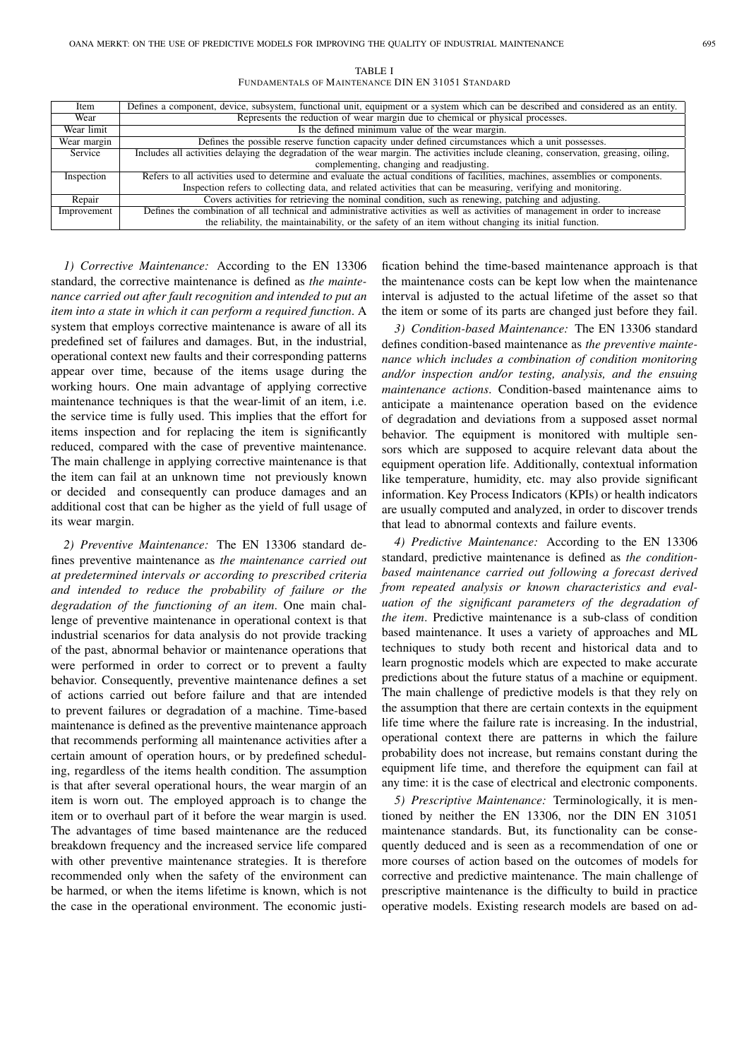TABLE I
FUNDAMENTALS OF MAINTENANCE DIN EN 31051 STANDARD

| Item | Definition |
| --- | --- |
| Item | Defines a component, device, subsystem, functional unit, equipment or a system which can be described and considered as an entity. |
| Wear | Represents the reduction of wear margin due to chemical or physical processes. |
| Wear limit | Is the defined minimum value of the wear margin. |
| Wear margin | Defines the possible reserve function capacity under defined circumstances which a unit possesses. |
| Service | Includes all activities delaying the degradation of the wear margin. The activities include cleaning, conservation, greasing, oiling, complementing, changing and readjusting. |
| Inspection | Refers to all activities used to determine and evaluate the actual conditions of facilities, machines, assemblies or components. Inspection refers to collecting data, and related activities that can be measuring, verifying and monitoring. |
| Repair | Covers activities for retrieving the nominal condition, such as renewing, patching and adjusting. |
| Improvement | Defines the combination of all technical and administrative activities as well as activities of management in order to increase the reliability, the maintainability, or the safety of an item without changing its initial function. |

*1) Corrective Maintenance:* According to the EN 13306 standard, the corrective maintenance is defined as *the maintenance carried out after fault recognition and intended to put an item into a state in which it can perform a required function*. A system that employs corrective maintenance is aware of all its predefined set of failures and damages. But, in the industrial, operational context new faults and their corresponding patterns appear over time, because of the items usage during the working hours. One main advantage of applying corrective maintenance techniques is that the wear-limit of an item, i.e. the service time is fully used. This implies that the effort for items inspection and for replacing the item is significantly reduced, compared with the case of preventive maintenance. The main challenge in applying corrective maintenance is that the item can fail at an unknown time not previously known or decided and consequently can produce damages and an additional cost that can be higher as the yield of full usage of its wear margin.

*2) Preventive Maintenance:* The EN 13306 standard defines preventive maintenance as *the maintenance carried out at predetermined intervals or according to prescribed criteria and intended to reduce the probability of failure or the degradation of the functioning of an item*. One main challenge of preventive maintenance in operational context is that industrial scenarios for data analysis do not provide tracking of the past, abnormal behavior or maintenance operations that were performed in order to correct or to prevent a faulty behavior. Consequently, preventive maintenance defines a set of actions carried out before failure and that are intended to prevent failures or degradation of a machine. Time-based maintenance is defined as the preventive maintenance approach that recommends performing all maintenance activities after a certain amount of operation hours, or by predefined scheduling, regardless of the items health condition. The assumption is that after several operational hours, the wear margin of an item is worn out. The employed approach is to change the item or to overhaul part of it before the wear margin is used. The advantages of time based maintenance are the reduced breakdown frequency and the increased service life compared with other preventive maintenance strategies. It is therefore recommended only when the safety of the environment can be harmed, or when the items lifetime is known, which is not the case in the operational environment. The economic justification behind the time-based maintenance approach is that the maintenance costs can be kept low when the maintenance interval is adjusted to the actual lifetime of the asset so that the item or some of its parts are changed just before they fail.

*3) Condition-based Maintenance:* The EN 13306 standard defines condition-based maintenance as *the preventive maintenance which includes a combination of condition monitoring and/or inspection and/or testing, analysis, and the ensuing maintenance actions*. Condition-based maintenance aims to anticipate a maintenance operation based on the evidence of degradation and deviations from a supposed asset normal behavior. The equipment is monitored with multiple sensors which are supposed to acquire relevant data about the equipment operation life. Additionally, contextual information like temperature, humidity, etc. may also provide significant information. Key Process Indicators (KPIs) or health indicators are usually computed and analyzed, in order to discover trends that lead to abnormal contexts and failure events.

*4) Predictive Maintenance:* According to the EN 13306 standard, predictive maintenance is defined as *the condition-based maintenance carried out following a forecast derived from repeated analysis or known characteristics and evaluation of the significant parameters of the degradation of the item*. Predictive maintenance is a sub-class of condition based maintenance. It uses a variety of approaches and ML techniques to study both recent and historical data and to learn prognostic models which are expected to make accurate predictions about the future status of a machine or equipment. The main challenge of predictive models is that they rely on the assumption that there are certain contexts in the equipment life time where the failure rate is increasing. In the industrial, operational context there are patterns in which the failure probability does not increase, but remains constant during the equipment life time, and therefore the equipment can fail at any time: it is the case of electrical and electronic components.

*5) Prescriptive Maintenance:* Terminologically, it is mentioned by neither the EN 13306, nor the DIN EN 31051 maintenance standards. But, its functionality can be consequently deduced and is seen as a recommendation of one or more courses of action based on the outcomes of models for corrective and predictive maintenance. The main challenge of prescriptive maintenance is the difficulty to build in practice operative models. Existing research models are based on ad-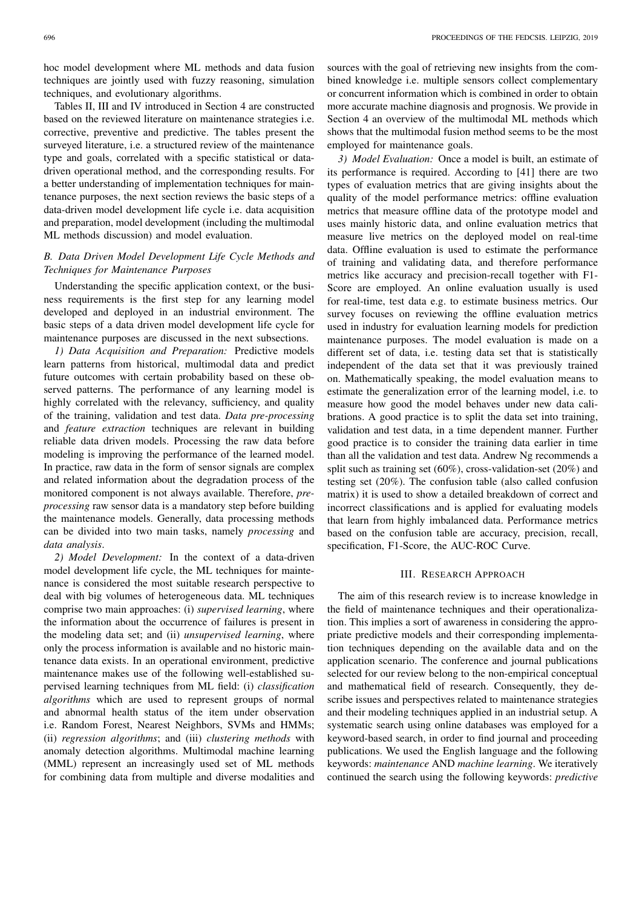hoc model development where ML methods and data fusion techniques are jointly used with fuzzy reasoning, simulation techniques, and evolutionary algorithms.

Tables II, III and IV introduced in Section 4 are constructed based on the reviewed literature on maintenance strategies i.e. corrective, preventive and predictive. The tables present the surveyed literature, i.e. a structured review of the maintenance type and goals, correlated with a specific statistical or data-driven operational method, and the corresponding results. For a better understanding of implementation techniques for maintenance purposes, the next section reviews the basic steps of a data-driven model development life cycle i.e. data acquisition and preparation, model development (including the multimodal ML methods discussion) and model evaluation.

### *B. Data Driven Model Development Life Cycle Methods and Techniques for Maintenance Purposes*

Understanding the specific application context, or the business requirements is the first step for any learning model developed and deployed in an industrial environment. The basic steps of a data driven model development life cycle for maintenance purposes are discussed in the next subsections.

*1) Data Acquisition and Preparation:* Predictive models learn patterns from historical, multimodal data and predict future outcomes with certain probability based on these observed patterns. The performance of any learning model is highly correlated with the relevancy, sufficiency, and quality of the training, validation and test data. *Data pre-processing* and *feature extraction* techniques are relevant in building reliable data driven models. Processing the raw data before modeling is improving the performance of the learned model. In practice, raw data in the form of sensor signals are complex and related information about the degradation process of the monitored component is not always available. Therefore, *pre-processing* raw sensor data is a mandatory step before building the maintenance models. Generally, data processing methods can be divided into two main tasks, namely *processing* and *data analysis*.

*2) Model Development:* In the context of a data-driven model development life cycle, the ML techniques for maintenance is considered the most suitable research perspective to deal with big volumes of heterogeneous data. ML techniques comprise two main approaches: (i) *supervised learning*, where the information about the occurrence of failures is present in the modeling data set; and (ii) *unsupervised learning*, where only the process information is available and no historic maintenance data exists. In an operational environment, predictive maintenance makes use of the following well-established supervised learning techniques from ML field: (i) *classification algorithms* which are used to represent groups of normal and abnormal health status of the item under observation i.e. Random Forest, Nearest Neighbors, SVMs and HMMs; (ii) *regression algorithms*; and (iii) *clustering methods* with anomaly detection algorithms. Multimodal machine learning (MML) represent an increasingly used set of ML methods for combining data from multiple and diverse modalities and sources with the goal of retrieving new insights from the combined knowledge i.e. multiple sensors collect complementary or concurrent information which is combined in order to obtain more accurate machine diagnosis and prognosis. We provide in Section 4 an overview of the multimodal ML methods which shows that the multimodal fusion method seems to be the most employed for maintenance goals.

*3) Model Evaluation:* Once a model is built, an estimate of its performance is required. According to [41] there are two types of evaluation metrics that are giving insights about the quality of the model performance metrics: offline evaluation metrics that measure offline data of the prototype model and uses mainly historic data, and online evaluation metrics that measure live metrics on the deployed model on real-time data. Offline evaluation is used to estimate the performance of training and validating data, and therefore performance metrics like accuracy and precision-recall together with F1-Score are employed. An online evaluation usually is used for real-time, test data e.g. to estimate business metrics. Our survey focuses on reviewing the offline evaluation metrics used in industry for evaluation learning models for prediction maintenance purposes. The model evaluation is made on a different set of data, i.e. testing data set that is statistically independent of the data set that it was previously trained on. Mathematically speaking, the model evaluation means to estimate the generalization error of the learning model, i.e. to measure how good the model behaves under new data calibrations. A good practice is to split the data set into training, validation and test data, in a time dependent manner. Further good practice is to consider the training data earlier in time than all the validation and test data. Andrew Ng recommends a split such as training set (60%), cross-validation-set (20%) and testing set (20%). The confusion table (also called confusion matrix) it is used to show a detailed breakdown of correct and incorrect classifications and is applied for evaluating models that learn from highly imbalanced data. Performance metrics based on the confusion table are accuracy, precision, recall, specification, F1-Score, the AUC-ROC Curve.

## III. Research Approach

The aim of this research review is to increase knowledge in the field of maintenance techniques and their operationalization. This implies a sort of awareness in considering the appropriate predictive models and their corresponding implementation techniques depending on the available data and on the application scenario. The conference and journal publications selected for our review belong to the non-empirical conceptual and mathematical field of research. Consequently, they describe issues and perspectives related to maintenance strategies and their modeling techniques applied in an industrial setup. A systematic search using online databases was employed for a keyword-based search, in order to find journal and proceeding publications. We used the English language and the following keywords: *maintenance* AND *machine learning*. We iteratively continued the search using the following keywords: *predictive*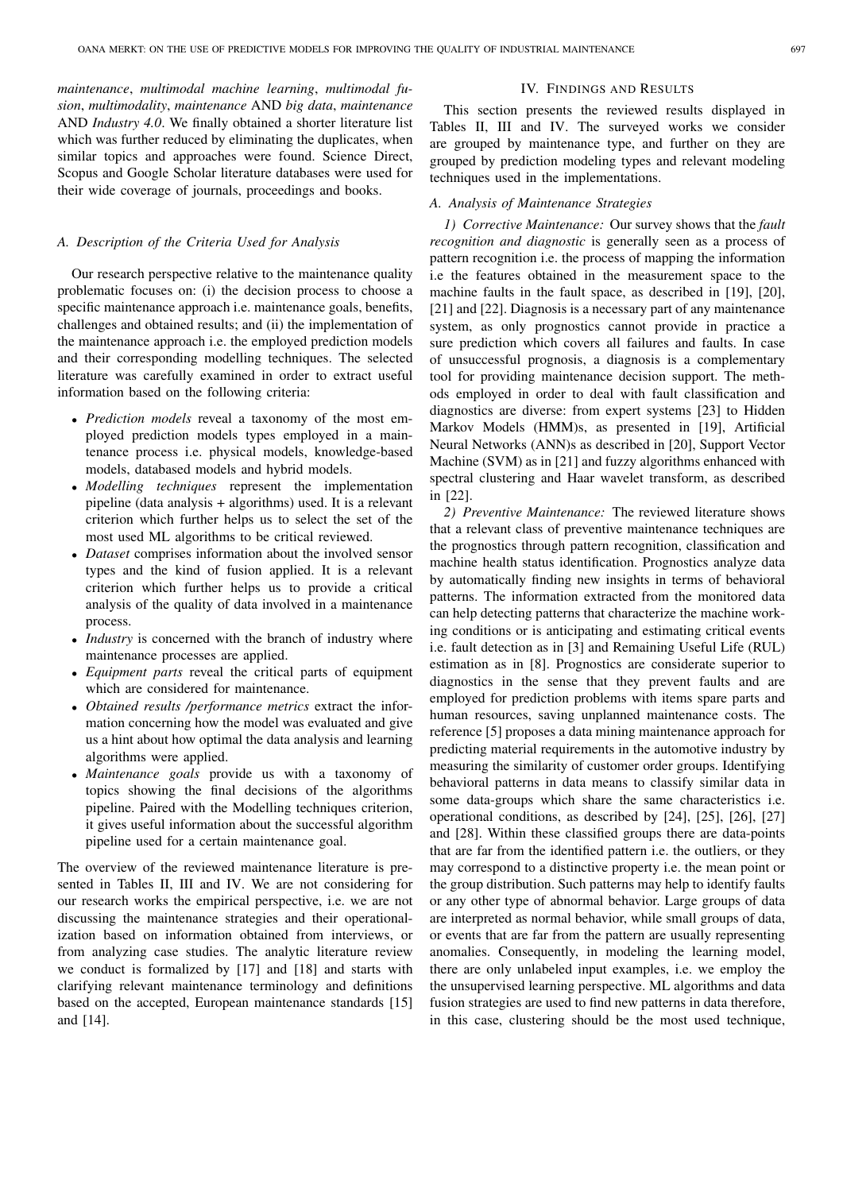*maintenance*, *multimodal machine learning*, *multimodal fusion*, *multimodality*, *maintenance* AND *big data*, *maintenance* AND *Industry 4.0*. We finally obtained a shorter literature list which was further reduced by eliminating the duplicates, when similar topics and approaches were found. Science Direct, Scopus and Google Scholar literature databases were used for their wide coverage of journals, proceedings and books.

### A. Description of the Criteria Used for Analysis

Our research perspective relative to the maintenance quality problematic focuses on: (i) the decision process to choose a specific maintenance approach i.e. maintenance goals, benefits, challenges and obtained results; and (ii) the implementation of the maintenance approach i.e. the employed prediction models and their corresponding modelling techniques. The selected literature was carefully examined in order to extract useful information based on the following criteria:

- *Prediction models* reveal a taxonomy of the most employed prediction models types employed in a maintenance process i.e. physical models, knowledge-based models, databased models and hybrid models.
- *Modelling techniques* represent the implementation pipeline (data analysis + algorithms) used. It is a relevant criterion which further helps us to select the set of the most used ML algorithms to be critical reviewed.
- *Dataset* comprises information about the involved sensor types and the kind of fusion applied. It is a relevant criterion which further helps us to provide a critical analysis of the quality of data involved in a maintenance process.
- *Industry* is concerned with the branch of industry where maintenance processes are applied.
- *Equipment parts* reveal the critical parts of equipment which are considered for maintenance.
- *Obtained results /performance metrics* extract the information concerning how the model was evaluated and give us a hint about how optimal the data analysis and learning algorithms were applied.
- *Maintenance goals* provide us with a taxonomy of topics showing the final decisions of the algorithms pipeline. Paired with the Modelling techniques criterion, it gives useful information about the successful algorithm pipeline used for a certain maintenance goal.

The overview of the reviewed maintenance literature is presented in Tables II, III and IV. We are not considering for our research works the empirical perspective, i.e. we are not discussing the maintenance strategies and their operationalization based on information obtained from interviews, or from analyzing case studies. The analytic literature review we conduct is formalized by [17] and [18] and starts with clarifying relevant maintenance terminology and definitions based on the accepted, European maintenance standards [15] and [14].

## IV. Findings and Results

This section presents the reviewed results displayed in Tables II, III and IV. The surveyed works we consider are grouped by maintenance type, and further on they are grouped by prediction modeling types and relevant modeling techniques used in the implementations.

### A. Analysis of Maintenance Strategies

*1) Corrective Maintenance:* Our survey shows that the *fault recognition and diagnostic* is generally seen as a process of pattern recognition i.e. the process of mapping the information i.e the features obtained in the measurement space to the machine faults in the fault space, as described in [19], [20], [21] and [22]. Diagnosis is a necessary part of any maintenance system, as only prognostics cannot provide in practice a sure prediction which covers all failures and faults. In case of unsuccessful prognosis, a diagnosis is a complementary tool for providing maintenance decision support. The methods employed in order to deal with fault classification and diagnostics are diverse: from expert systems [23] to Hidden Markov Models (HMM)s, as presented in [19], Artificial Neural Networks (ANN)s as described in [20], Support Vector Machine (SVM) as in [21] and fuzzy algorithms enhanced with spectral clustering and Haar wavelet transform, as described in [22].

*2) Preventive Maintenance:* The reviewed literature shows that a relevant class of preventive maintenance techniques are the prognostics through pattern recognition, classification and machine health status identification. Prognostics analyze data by automatically finding new insights in terms of behavioral patterns. The information extracted from the monitored data can help detecting patterns that characterize the machine working conditions or is anticipating and estimating critical events i.e. fault detection as in [3] and Remaining Useful Life (RUL) estimation as in [8]. Prognostics are considerate superior to diagnostics in the sense that they prevent faults and are employed for prediction problems with items spare parts and human resources, saving unplanned maintenance costs. The reference [5] proposes a data mining maintenance approach for predicting material requirements in the automotive industry by measuring the similarity of customer order groups. Identifying behavioral patterns in data means to classify similar data in some data-groups which share the same characteristics i.e. operational conditions, as described by [24], [25], [26], [27] and [28]. Within these classified groups there are data-points that are far from the identified pattern i.e. the outliers, or they may correspond to a distinctive property i.e. the mean point or the group distribution. Such patterns may help to identify faults or any other type of abnormal behavior. Large groups of data are interpreted as normal behavior, while small groups of data, or events that are far from the pattern are usually representing anomalies. Consequently, in modeling the learning model, there are only unlabeled input examples, i.e. we employ the the unsupervised learning perspective. ML algorithms and data fusion strategies are used to find new patterns in data therefore, in this case, clustering should be the most used technique,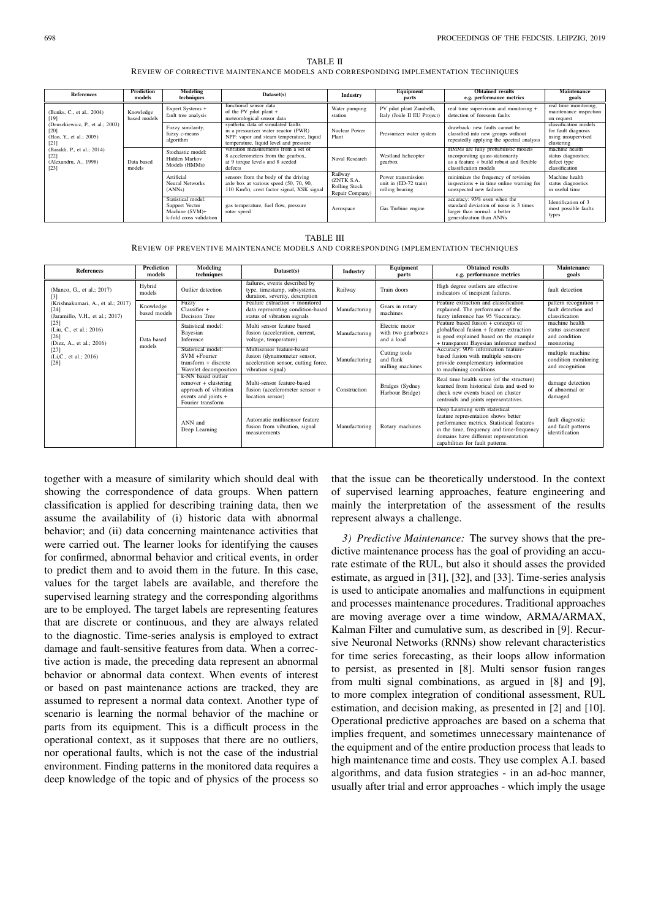TABLE II

REVIEW OF CORRECTIVE MAINTENANCE MODELS AND CORRESPONDING IMPLEMENTATION TECHNIQUES

| References | Prediction models | Modeling techniques | Dataset(s) | Industry | Equipment parts | Obtained results e.g. performance metrics | Maintenance goals |
|---|---|---|---|---|---|---|---|
| (Bunks, C., et al., 2004) [19] (Deuszkiewicz, P., et al.; 2003) [20] (Hao, Y., et al.; 2005) [21] (Baraldi, P., et al.; 2014) [22] (Alexandru, A., 1998) [23] | Knowledge based models | Expert Systems + fault tree analysis | functional sensor data of the PV pilot plant + meteorological sensor data | Water pumping station | PV pilot plant Zambelli, Italy (Joule II EU Project) | real time supervision and monitoring + detection of foreseen faults | real time monitoring; maintenance inspection on request |
| | | Fuzzy similarity, fuzzy c-means algorithm | synthetic data of simulated faults in a pressurizer water reactor (PWR) NPP: vapor and steam temperature, liquid temperature, liquid level and pressure | Nuclear Power Plant | Pressurizer water system | drawback: new faults cannot be classified into new groups without repeatedly applying the spectral analysis | classification models for fault diagnosis using unsupervised clustering |
| | Data based models | Stochastic model: Hidden Markov Models (HMMs) | vibration measurements from a set of 8 accelerometers from the gearbox, at 9 torque levels and 8 seeded defects | Naval Research | Westland helicopter gearbox | HMMs are fully probabilistic models incorporating quasi-stationarity as a feature + build robust and flexible classification models | machine health status diagnostics; defect type classification |
| | | Artificial Neural Networks (ANNs) | sensors from the body of the driving axle box at various speed (50, 70, 90, 110 Km/h), crest factor signal, XSK signal | Railway (ZNTK S.A. Rolling Stock Repair Company) | Power transmission unit in (ED-72 train) rolling bearing | minimizes the frequency of revision inspections + in time online warning for unexpected new failures | Machine health status diagnostics in useful time |
| | | Statistical model: Support Vector Machine (SVM)+ k-fold cross validation | gas temperature, fuel flow, pressure rotor speed | Aerospace | Gas Turbine engine | accuracy: 93% even when the standard deviation of noise is 3 times larger than normal: a better generalization than ANNs | Identification of 3 most possible faults types |

TABLE III

REVIEW OF PREVENTIVE MAINTENANCE MODELS AND CORRESPONDING IMPLEMENTATION TECHNIQUES

| References | Prediction models | Modeling techniques | Dataset(s) | Industry | Equipment parts | Obtained results e.g. performance metrics | Maintenance goals |
|---|---|---|---|---|---|---|---|
| (Manco, G., et al.; 2017) [3] (Krishnakumari, A., et al.; 2017) [24] (Jaramillo, V.H., et al.; 2017) [25] (Liu, C., et al.; 2016) [26] (Diez, A., et al.; 2016) [27] (Li,C., et al.; 2016) [28] | Hybrid models | Outlier detection | failures, events described by type, timestamp, subsystems, duration, severity, description | Railway | Train doors | High degree outliers are effective indicators of incipient failures. | fault detection |
| | Knowledge based models | Fuzzy Classifier + Decision Tree | Feature extraction + monitored data representing condition-based status of vibration signals | Manufacturing | Gears in rotary machines | Feature extraction and classification explained. The performance of the fuzzy inference has 95 %accuracy. | pattern recognition + fault detection and classification |
| | Data based models | Statistical model: Bayesian Inference | Multi sensor feature based fusion (acceleration, current, voltage, temperature) | Manufacturing | Electric motor with two gearboxes and a load | Feature based fusion + concepts of global/local fusion + feature extraction is good explained based on the example + transparent Bayesian inference method | machine health status assessment and condition monitoring |
| | | Statistical model: SVM +Fourier transform + discrete Wavelet decomposition | Multisensor feature-based fusion (dynamometer sensor, acceleration sensor, cutting force, vibration signal) | Manufacturing | Cutting tools and flank milling machines | Accuracy: 90% information feature-based fusion with multiple sensors provide complementary information to machining conditions | multiple machine condition monitoring and recognition |
| | | k-NN based outlier remover + clustering approach of vibration events and joints + Fourier transform | Multi-sensor feature-based fusion (accelerometer sensor + location sensor) | Construction | Bridges (Sydney Harbour Bridge) | Real time health score (of the structure) learned from historical data and used to check new events based on cluster centroids and joints representatives. | damage detection of abnormal or damaged |
| | | ANN and Deep Learning | Automatic multisensor feature fusion from vibration, signal measurements | Manufacturing | Rotary machines | Deep Learning with statistical feature representation shows better performance metrics. Statistical features in the time, frequency and time-frequency domains have different representation capabilities for fault patterns. | fault diagnostic and fault patterns identification |

together with a measure of similarity which should deal with showing the correspondence of data groups. When pattern classification is applied for describing training data, then we assume the availability of (i) historic data with abnormal behavior; and (ii) data concerning maintenance activities that were carried out. The learner looks for identifying the causes for confirmed, abnormal behavior and critical events, in order to predict them and to avoid them in the future. In this case, values for the target labels are available, and therefore the supervised learning strategy and the corresponding algorithms are to be employed. The target labels are representing features that are discrete or continuous, and they are always related to the diagnostic. Time-series analysis is employed to extract damage and fault-sensitive features from data. When a corrective action is made, the preceding data represent an abnormal behavior or abnormal data context. When events of interest or based on past maintenance actions are tracked, they are assumed to represent a normal data context. Another type of scenario is learning the normal behavior of the machine or parts from its equipment. This is a difficult process in the operational context, as it supposes that there are no outliers, nor operational faults, which is not the case of the industrial environment. Finding patterns in the monitored data requires a deep knowledge of the topic and of physics of the process so that the issue can be theoretically understood. In the context of supervised learning approaches, feature engineering and mainly the interpretation of the assessment of the results represent always a challenge.

*3) Predictive Maintenance:* The survey shows that the predictive maintenance process has the goal of providing an accurate estimate of the RUL, but also it should asses the provided estimate, as argued in [31], [32], and [33]. Time-series analysis is used to anticipate anomalies and malfunctions in equipment and processes maintenance procedures. Traditional approaches are moving average over a time window, ARMA/ARMAX, Kalman Filter and cumulative sum, as described in [9]. Recursive Neuronal Networks (RNNs) show relevant characteristics for time series forecasting, as their loops allow information to persist, as presented in [8]. Multi sensor fusion ranges from multi signal combinations, as argued in [8] and [9], to more complex integration of conditional assessment, RUL estimation, and decision making, as presented in [2] and [10]. Operational predictive approaches are based on a schema that implies frequent, and sometimes unnecessary maintenance of the equipment and of the entire production process that leads to high maintenance time and costs. They use complex A.I. based algorithms, and data fusion strategies - in an ad-hoc manner, usually after trial and error approaches - which imply the usage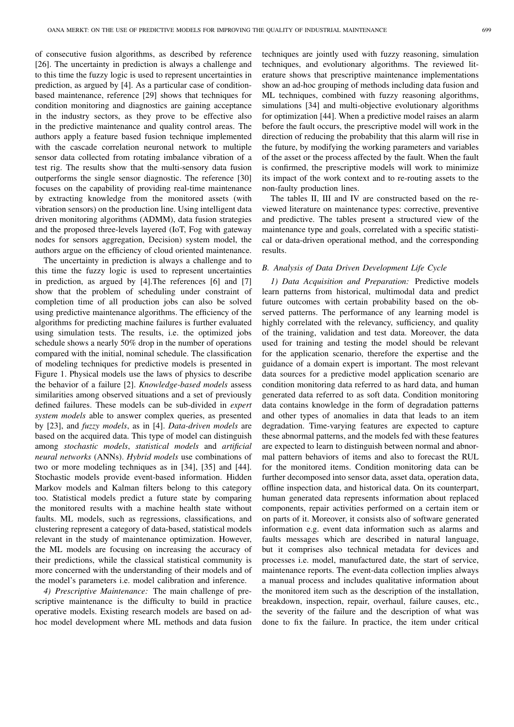of consecutive fusion algorithms, as described by reference [26]. The uncertainty in prediction is always a challenge and to this time the fuzzy logic is used to represent uncertainties in prediction, as argued by [4]. As a particular case of condition-based maintenance, reference [29] shows that techniques for condition monitoring and diagnostics are gaining acceptance in the industry sectors, as they prove to be effective also in the predictive maintenance and quality control areas. The authors apply a feature based fusion technique implemented with the cascade correlation neuronal network to multiple sensor data collected from rotating imbalance vibration of a test rig. The results show that the multi-sensory data fusion outperforms the single sensor diagnostic. The reference [30] focuses on the capability of providing real-time maintenance by extracting knowledge from the monitored assets (with vibration sensors) on the production line. Using intelligent data driven monitoring algorithms (ADMM), data fusion strategies and the proposed three-levels layered (IoT, Fog with gateway nodes for sensors aggregation, Decision) system model, the authors argue on the efficiency of cloud oriented maintenance.

The uncertainty in prediction is always a challenge and to this time the fuzzy logic is used to represent uncertainties in prediction, as argued by [4].The references [6] and [7] show that the problem of scheduling under constraint of completion time of all production jobs can also be solved using predictive maintenance algorithms. The efficiency of the algorithms for predicting machine failures is further evaluated using simulation tests. The results, i.e. the optimized jobs schedule shows a nearly 50% drop in the number of operations compared with the initial, nominal schedule. The classification of modeling techniques for predictive models is presented in Figure 1. Physical models use the laws of physics to describe the behavior of a failure [2]. *Knowledge-based models* assess similarities among observed situations and a set of previously defined failures. These models can be sub-divided in *expert system models* able to answer complex queries, as presented by [23], and *fuzzy models*, as in [4]. *Data-driven models* are based on the acquired data. This type of model can distinguish among *stochastic models*, *statistical models* and *artificial neural networks* (ANNs). *Hybrid models* use combinations of two or more modeling techniques as in [34], [35] and [44]. Stochastic models provide event-based information. Hidden Markov models and Kalman filters belong to this category too. Statistical models predict a future state by comparing the monitored results with a machine health state without faults. ML models, such as regressions, classifications, and clustering represent a category of data-based, statistical models relevant in the study of maintenance optimization. However, the ML models are focusing on increasing the accuracy of their predictions, while the classical statistical community is more concerned with the understanding of their models and of the model's parameters i.e. model calibration and inference.

*4) Prescriptive Maintenance:* The main challenge of prescriptive maintenance is the difficulty to build in practice operative models. Existing research models are based on ad-hoc model development where ML methods and data fusion techniques are jointly used with fuzzy reasoning, simulation techniques, and evolutionary algorithms. The reviewed literature shows that prescriptive maintenance implementations show an ad-hoc grouping of methods including data fusion and ML techniques, combined with fuzzy reasoning algorithms, simulations [34] and multi-objective evolutionary algorithms for optimization [44]. When a predictive model raises an alarm before the fault occurs, the prescriptive model will work in the direction of reducing the probability that this alarm will rise in the future, by modifying the working parameters and variables of the asset or the process affected by the fault. When the fault is confirmed, the prescriptive models will work to minimize its impact of the work context and to re-routing assets to the non-faulty production lines.

The tables II, III and IV are constructed based on the reviewed literature on maintenance types: corrective, preventive and predictive. The tables present a structured view of the maintenance type and goals, correlated with a specific statistical or data-driven operational method, and the corresponding results.

### B. Analysis of Data Driven Development Life Cycle

*1) Data Acquisition and Preparation:* Predictive models learn patterns from historical, multimodal data and predict future outcomes with certain probability based on the observed patterns. The performance of any learning model is highly correlated with the relevancy, sufficiency, and quality of the training, validation and test data. Moreover, the data used for training and testing the model should be relevant for the application scenario, therefore the expertise and the guidance of a domain expert is important. The most relevant data sources for a predictive model application scenario are condition monitoring data referred to as hard data, and human generated data referred to as soft data. Condition monitoring data contains knowledge in the form of degradation patterns and other types of anomalies in data that leads to an item degradation. Time-varying features are expected to capture these abnormal patterns, and the models fed with these features are expected to learn to distinguish between normal and abnormal pattern behaviors of items and also to forecast the RUL for the monitored items. Condition monitoring data can be further decomposed into sensor data, asset data, operation data, offline inspection data, and historical data. On its counterpart, human generated data represents information about replaced components, repair activities performed on a certain item or on parts of it. Moreover, it consists also of software generated information e.g. event data information such as alarms and faults messages which are described in natural language, but it comprises also technical metadata for devices and processes i.e. model, manufactured date, the start of service, maintenance reports. The event-data collection implies always a manual process and includes qualitative information about the monitored item such as the description of the installation, breakdown, inspection, repair, overhaul, failure causes, etc., the severity of the failure and the description of what was done to fix the failure. In practice, the item under critical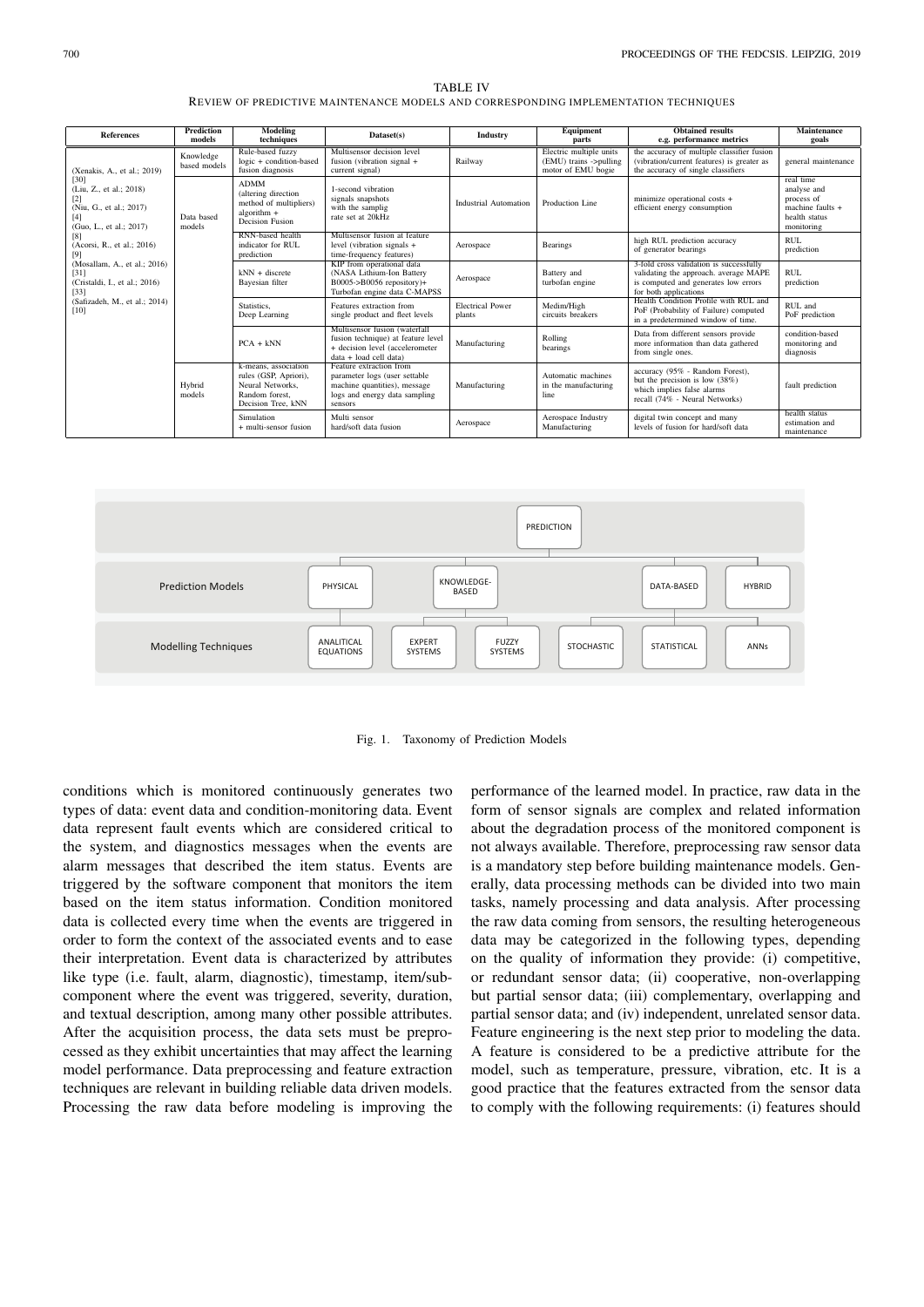TABLE IV
REVIEW OF PREDICTIVE MAINTENANCE MODELS AND CORRESPONDING IMPLEMENTATION TECHNIQUES

| References | Prediction models | Modeling techniques | Dataset(s) | Industry | Equipment parts | Obtained results e.g. performance metrics | Maintenance goals |
|---|---|---|---|---|---|---|---|
| (Xenakis, A., et al.; 2019) [30] (Liu, Z., et al.; 2018) [2] (Niu, G., et al.; 2017) [4] (Guo, L., et al.; 2017) [8] (Acorsi, R., et al.; 2016) [9] (Mosallam, A., et al.; 2016) [31] (Cristaldi, I., et al.; 2016) [33] (Safizadeh, M., et al.; 2014) [10] | Knowledge based models | Rule-based fuzzy logic + condition-based fusion diagnosis | Multisensor decision level fusion (vibration signal + current signal) | Railway | Electric multiple units (EMU) trains ->pulling motor of EMU bogie | the accuracy of multiple classifier fusion (vibration/current features) is greater as the accuracy of single classifiers | general maintenance |
| | Data based models | ADMM (altering direction method of multipliers) algorithm + Decision Fusion | 1-second vibration signals snapshots with the samplig rate set at 20kHz | Industrial Automation | Production Line | minimize operational costs + efficient energy consumption | real time analyse and process of machine faults + health status monitoring |
| | | RNN-based health indicator for RUL prediction | Multisensor fusion at feature level (vibration signals + time-frequency features) | Aerospace | Bearings | high RUL prediction accuracy of generator bearings | RUL prediction |
| | | kNN + discrete Bayesian filter | KIP from operational data (NASA Lithium-Ion Battery B0005->B0056 repository)+ Turbofan engine data C-MAPSS | Aerospace | Battery and turbofan engine | 3-fold cross validation is successfully validating the approach. average MAPE is computed and generates low errors for both applications | RUL prediction |
| | | Statistics, Deep Learning | Features extraction from single product and fleet levels | Electrical Power plants | Medim/High circuits breakers | Health Condition Profile with RUL and PoF (Probability of Failure) computed in a predetermined window of time. | RUL and PoF prediction |
| | | PCA + kNN | Multisensor fusion (waterfall fusion technique) at feature level + decision level (accelerometer data + load cell data) | Manufacturing | Rolling bearings | Data from different sensors provide more information than data gathered from single ones. | condition-based monitoring and diagnosis |
| | Hybrid models | k-means, association rules (GSP, Apriori), Neural Networks, Random forest, Decision Tree, kNN | Feature extraction from parameter logs (user settable machine quantities), message logs and energy data sampling sensors | Manufacturing | Automatic machines in the manufacturing line | accuracy (95% - Random Forest), but the precision is low (38%) which implies false alarms recall (74% - Neural Networks) | fault prediction |
| | | Simulation + multi-sensor fusion | Multi sensor hard/soft data fusion | Aerospace | Aerospace Industry Manufacturing | digital twin concept and many levels of fusion for hard/soft data | health status estimation and maintenance |

Fig. 1. Taxonomy of Prediction Models

conditions which is monitored continuously generates two types of data: event data and condition-monitoring data. Event data represent fault events which are considered critical to the system, and diagnostics messages when the events are alarm messages that described the item status. Events are triggered by the software component that monitors the item based on the item status information. Condition monitored data is collected every time when the events are triggered in order to form the context of the associated events and to ease their interpretation. Event data is characterized by attributes like type (i.e. fault, alarm, diagnostic), timestamp, item/sub-component where the event was triggered, severity, duration, and textual description, among many other possible attributes. After the acquisition process, the data sets must be preprocessed as they exhibit uncertainties that may affect the learning model performance. Data preprocessing and feature extraction techniques are relevant in building reliable data driven models. Processing the raw data before modeling is improving the performance of the learned model. In practice, raw data in the form of sensor signals are complex and related information about the degradation process of the monitored component is not always available. Therefore, preprocessing raw sensor data is a mandatory step before building maintenance models. Generally, data processing methods can be divided into two main tasks, namely processing and data analysis. After processing the raw data coming from sensors, the resulting heterogeneous data may be categorized in the following types, depending on the quality of information they provide: (i) competitive, or redundant sensor data; (ii) cooperative, non-overlapping but partial sensor data; (iii) complementary, overlapping and partial sensor data; and (iv) independent, unrelated sensor data. Feature engineering is the next step prior to modeling the data. A feature is considered to be a predictive attribute for the model, such as temperature, pressure, vibration, etc. It is a good practice that the features extracted from the sensor data to comply with the following requirements: (i) features should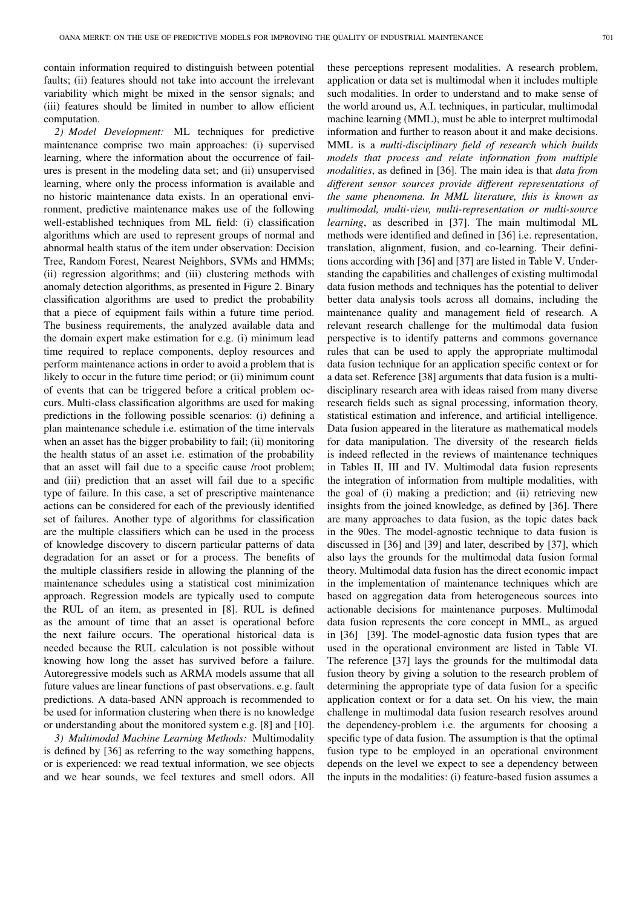contain information required to distinguish between potential faults; (ii) features should not take into account the irrelevant variability which might be mixed in the sensor signals; and (iii) features should be limited in number to allow efficient computation.

*2) Model Development:* ML techniques for predictive maintenance comprise two main approaches: (i) supervised learning, where the information about the occurrence of failures is present in the modeling data set; and (ii) unsupervised learning, where only the process information is available and no historic maintenance data exists. In an operational environment, predictive maintenance makes use of the following well-established techniques from ML field: (i) classification algorithms which are used to represent groups of normal and abnormal health status of the item under observation: Decision Tree, Random Forest, Nearest Neighbors, SVMs and HMMs; (ii) regression algorithms; and (iii) clustering methods with anomaly detection algorithms, as presented in Figure 2. Binary classification algorithms are used to predict the probability that a piece of equipment fails within a future time period. The business requirements, the analyzed available data and the domain expert make estimation for e.g. (i) minimum lead time required to replace components, deploy resources and perform maintenance actions in order to avoid a problem that is likely to occur in the future time period; or (ii) minimum count of events that can be triggered before a critical problem occurs. Multi-class classification algorithms are used for making predictions in the following possible scenarios: (i) defining a plan maintenance schedule i.e. estimation of the time intervals when an asset has the bigger probability to fail; (ii) monitoring the health status of an asset i.e. estimation of the probability that an asset will fail due to a specific cause /root problem; and (iii) prediction that an asset will fail due to a specific type of failure. In this case, a set of prescriptive maintenance actions can be considered for each of the previously identified set of failures. Another type of algorithms for classification are the multiple classifiers which can be used in the process of knowledge discovery to discern particular patterns of data degradation for an asset or for a process. The benefits of the multiple classifiers reside in allowing the planning of the maintenance schedules using a statistical cost minimization approach. Regression models are typically used to compute the RUL of an item, as presented in [8]. RUL is defined as the amount of time that an asset is operational before the next failure occurs. The operational historical data is needed because the RUL calculation is not possible without knowing how long the asset has survived before a failure. Autoregressive models such as ARMA models assume that all future values are linear functions of past observations. e.g. fault predictions. A data-based ANN approach is recommended to be used for information clustering when there is no knowledge or understanding about the monitored system e.g. [8] and [10].

*3) Multimodal Machine Learning Methods:* Multimodality is defined by [36] as referring to the way something happens, or is experienced: we read textual information, we see objects and we hear sounds, we feel textures and smell odors. All these perceptions represent modalities. A research problem, application or data set is multimodal when it includes multiple such modalities. In order to understand and to make sense of the world around us, A.I. techniques, in particular, multimodal machine learning (MML), must be able to interpret multimodal information and further to reason about it and make decisions. MML is a *multi-disciplinary field of research which builds models that process and relate information from multiple modalities*, as defined in [36]. The main idea is that *data from different sensor sources provide different representations of the same phenomena. In MML literature, this is known as multimodal, multi-view, multi-representation or multi-source learning*, as described in [37]. The main multimodal ML methods were identified and defined in [36] i.e. representation, translation, alignment, fusion, and co-learning. Their definitions according with [36] and [37] are listed in Table V. Understanding the capabilities and challenges of existing multimodal data fusion methods and techniques has the potential to deliver better data analysis tools across all domains, including the maintenance quality and management field of research. A relevant research challenge for the multimodal data fusion perspective is to identify patterns and commons governance rules that can be used to apply the appropriate multimodal data fusion technique for an application specific context or for a data set. Reference [38] arguments that data fusion is a multi-disciplinary research area with ideas raised from many diverse research fields such as signal processing, information theory, statistical estimation and inference, and artificial intelligence. Data fusion appeared in the literature as mathematical models for data manipulation. The diversity of the research fields is indeed reflected in the reviews of maintenance techniques in Tables II, III and IV. Multimodal data fusion represents the integration of information from multiple modalities, with the goal of (i) making a prediction; and (ii) retrieving new insights from the joined knowledge, as defined by [36]. There are many approaches to data fusion, as the topic dates back in the 90es. The model-agnostic technique to data fusion is discussed in [36] and [39] and later, described by [37], which also lays the grounds for the multimodal data fusion formal theory. Multimodal data fusion has the direct economic impact in the implementation of maintenance techniques which are based on aggregation data from heterogeneous sources into actionable decisions for maintenance purposes. Multimodal data fusion represents the core concept in MML, as argued in [36] [39]. The model-agnostic data fusion types that are used in the operational environment are listed in Table VI. The reference [37] lays the grounds for the multimodal data fusion theory by giving a solution to the research problem of determining the appropriate type of data fusion for a specific application context or for a data set. On his view, the main challenge in multimodal data fusion research resolves around the dependency-problem i.e. the arguments for choosing a specific type of data fusion. The assumption is that the optimal fusion type to be employed in an operational environment depends on the level we expect to see a dependency between the inputs in the modalities: (i) feature-based fusion assumes a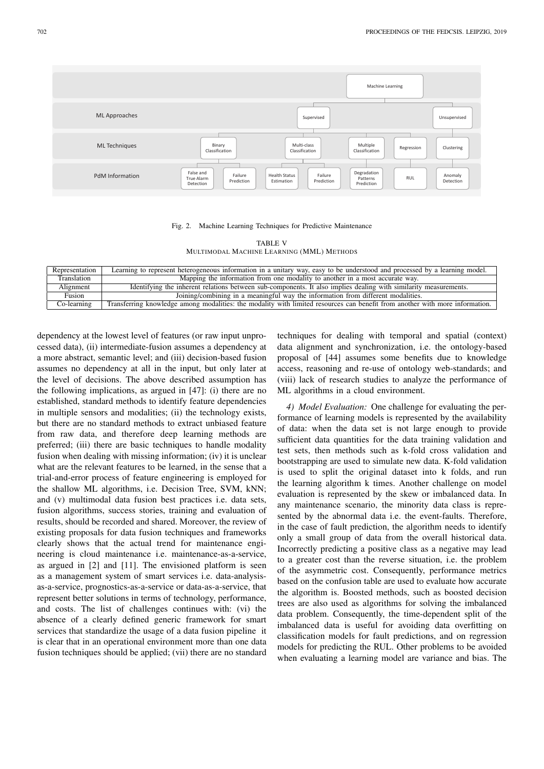Fig. 2. Machine Learning Techniques for Predictive Maintenance

TABLE V
MULTIMODAL MACHINE LEARNING (MML) METHODS

| | |
|---|---|
| Representation | Learning to represent heterogeneous information in a unitary way, easy to be understood and processed by a learning model. |
| Translation | Mapping the information from one modality to another in a most accurate way. |
| Alignment | Identifying the inherent relations between sub-components. It also implies dealing with similarity measurements. |
| Fusion | Joining/combining in a meaningful way the information from different modalities. |
| Co-learning | Transferring knowledge among modalities: the modality with limited resources can benefit from another with more information. |

dependency at the lowest level of features (or raw input unprocessed data), (ii) intermediate-fusion assumes a dependency at a more abstract, semantic level; and (iii) decision-based fusion assumes no dependency at all in the input, but only later at the level of decisions. The above described assumption has the following implications, as argued in [47]: (i) there are no established, standard methods to identify feature dependencies in multiple sensors and modalities; (ii) the technology exists, but there are no standard methods to extract unbiased feature from raw data, and therefore deep learning methods are preferred; (iii) there are basic techniques to handle modality fusion when dealing with missing information; (iv) it is unclear what are the relevant features to be learned, in the sense that a trial-and-error process of feature engineering is employed for the shallow ML algorithms, i.e. Decision Tree, SVM, kNN; and (v) multimodal data fusion best practices i.e. data sets, fusion algorithms, success stories, training and evaluation of results, should be recorded and shared. Moreover, the review of existing proposals for data fusion techniques and frameworks clearly shows that the actual trend for maintenance engineering is cloud maintenance i.e. maintenance-as-a-service, as argued in [2] and [11]. The envisioned platform is seen as a management system of smart services i.e. data-analysis-as-a-service, prognostics-as-a-service or data-as-a-service, that represent better solutions in terms of technology, performance, and costs. The list of challenges continues with: (vi) the absence of a clearly defined generic framework for smart services that standardize the usage of a data fusion pipeline it is clear that in an operational environment more than one data fusion techniques should be applied; (vii) there are no standard techniques for dealing with temporal and spatial (context) data alignment and synchronization, i.e. the ontology-based proposal of [44] assumes some benefits due to knowledge access, reasoning and re-use of ontology web-standards; and (viii) lack of research studies to analyze the performance of ML algorithms in a cloud environment.

*4) Model Evaluation:* One challenge for evaluating the performance of learning models is represented by the availability of data: when the data set is not large enough to provide sufficient data quantities for the data training validation and test sets, then methods such as k-fold cross validation and bootstrapping are used to simulate new data. K-fold validation is used to split the original dataset into k folds, and run the learning algorithm k times. Another challenge on model evaluation is represented by the skew or imbalanced data. In any maintenance scenario, the minority data class is represented by the abnormal data i.e. the event-faults. Therefore, in the case of fault prediction, the algorithm needs to identify only a small group of data from the overall historical data. Incorrectly predicting a positive class as a negative may lead to a greater cost than the reverse situation, i.e. the problem of the asymmetric cost. Consequently, performance metrics based on the confusion table are used to evaluate how accurate the algorithm is. Boosted methods, such as boosted decision trees are also used as algorithms for solving the imbalanced data problem. Consequently, the time-dependent split of the imbalanced data is useful for avoiding data overfitting on classification models for fault predictions, and on regression models for predicting the RUL. Other problems to be avoided when evaluating a learning model are variance and bias. The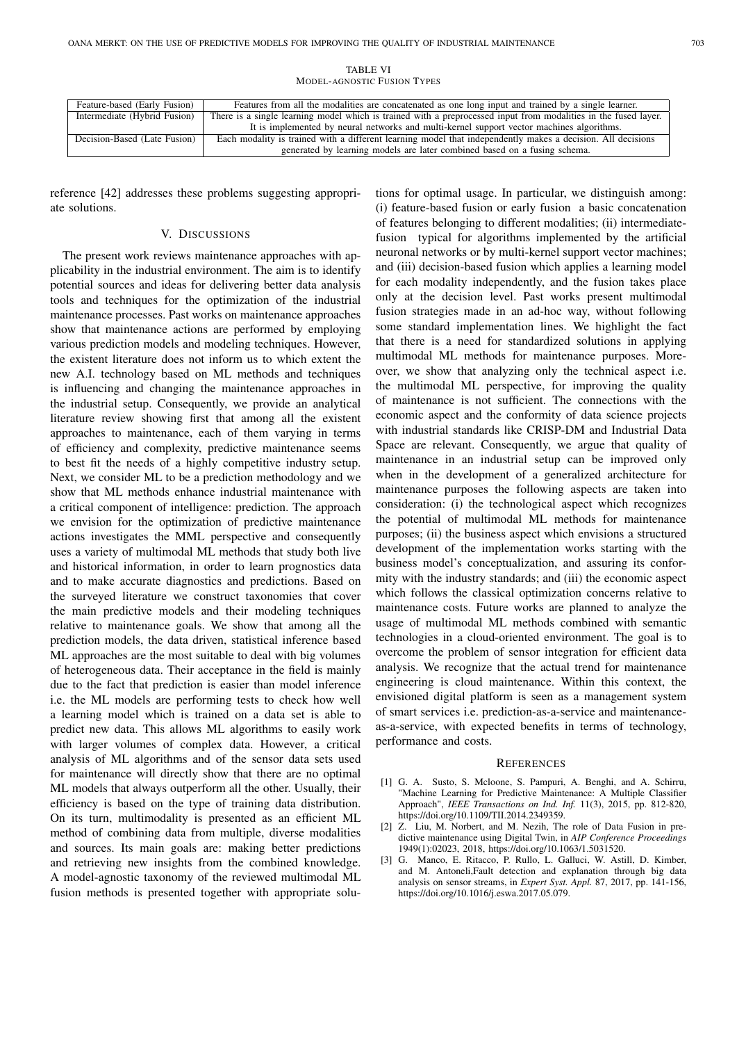TABLE VI
MODEL-AGNOSTIC FUSION TYPES

| | |
|---|---|
| Feature-based (Early Fusion) | Features from all the modalities are concatenated as one long input and trained by a single learner. |
| Intermediate (Hybrid Fusion) | There is a single learning model which is trained with a preprocessed input from modalities in the fused layer. It is implemented by neural networks and multi-kernel support vector machines algorithms. |
| Decision-Based (Late Fusion) | Each modality is trained with a different learning model that independently makes a decision. All decisions generated by learning models are later combined based on a fusing schema. |

reference [42] addresses these problems suggesting appropriate solutions.

## V. DISCUSSIONS

The present work reviews maintenance approaches with applicability in the industrial environment. The aim is to identify potential sources and ideas for delivering better data analysis tools and techniques for the optimization of the industrial maintenance processes. Past works on maintenance approaches show that maintenance actions are performed by employing various prediction models and modeling techniques. However, the existent literature does not inform us to which extent the new A.I. technology based on ML methods and techniques is influencing and changing the maintenance approaches in the industrial setup. Consequently, we provide an analytical literature review showing first that among all the existent approaches to maintenance, each of them varying in terms of efficiency and complexity, predictive maintenance seems to best fit the needs of a highly competitive industry setup. Next, we consider ML to be a prediction methodology and we show that ML methods enhance industrial maintenance with a critical component of intelligence: prediction. The approach we envision for the optimization of predictive maintenance actions investigates the MML perspective and consequently uses a variety of multimodal ML methods that study both live and historical information, in order to learn prognostics data and to make accurate diagnostics and predictions. Based on the surveyed literature we construct taxonomies that cover the main predictive models and their modeling techniques relative to maintenance goals. We show that among all the prediction models, the data driven, statistical inference based ML approaches are the most suitable to deal with big volumes of heterogeneous data. Their acceptance in the field is mainly due to the fact that prediction is easier than model inference i.e. the ML models are performing tests to check how well a learning model which is trained on a data set is able to predict new data. This allows ML algorithms to easily work with larger volumes of complex data. However, a critical analysis of ML algorithms and of the sensor data sets used for maintenance will directly show that there are no optimal ML models that always outperform all the other. Usually, their efficiency is based on the type of training data distribution. On its turn, multimodality is presented as an efficient ML method of combining data from multiple, diverse modalities and sources. Its main goals are: making better predictions and retrieving new insights from the combined knowledge. A model-agnostic taxonomy of the reviewed multimodal ML fusion methods is presented together with appropriate solutions for optimal usage. In particular, we distinguish among: (i) feature-based fusion or early fusion a basic concatenation of features belonging to different modalities; (ii) intermediate-fusion typical for algorithms implemented by the artificial neuronal networks or by multi-kernel support vector machines; and (iii) decision-based fusion which applies a learning model for each modality independently, and the fusion takes place only at the decision level. Past works present multimodal fusion strategies made in an ad-hoc way, without following some standard implementation lines. We highlight the fact that there is a need for standardized solutions in applying multimodal ML methods for maintenance purposes. Moreover, we show that analyzing only the technical aspect i.e. the multimodal ML perspective, for improving the quality of maintenance is not sufficient. The connections with the economic aspect and the conformity of data science projects with industrial standards like CRISP-DM and Industrial Data Space are relevant. Consequently, we argue that quality of maintenance in an industrial setup can be improved only when in the development of a generalized architecture for maintenance purposes the following aspects are taken into consideration: (i) the technological aspect which recognizes the potential of multimodal ML methods for maintenance purposes; (ii) the business aspect which envisions a structured development of the implementation works starting with the business model's conceptualization, and assuring its conformity with the industry standards; and (iii) the economic aspect which follows the classical optimization concerns relative to maintenance costs. Future works are planned to analyze the usage of multimodal ML methods combined with semantic technologies in a cloud-oriented environment. The goal is to overcome the problem of sensor integration for efficient data analysis. We recognize that the actual trend for maintenance engineering is cloud maintenance. Within this context, the envisioned digital platform is seen as a management system of smart services i.e. prediction-as-a-service and maintenance-as-a-service, with expected benefits in terms of technology, performance and costs.

## REFERENCES

[1] G. A. Susto, S. Mcloone, S. Pampuri, A. Benghi, and A. Schirru, "Machine Learning for Predictive Maintenance: A Multiple Classifier Approach", *IEEE Transactions on Ind. Inf.* 11(3), 2015, pp. 812-820, https://doi.org/10.1109/TII.2014.2349359.

[2] Z. Liu, M. Norbert, and M. Nezih, The role of Data Fusion in predictive maintenance using Digital Twin, in *AIP Conference Proceedings* 1949(1):02023, 2018, https://doi.org/10.1063/1.5031520.

[3] G. Manco, E. Ritacco, P. Rullo, L. Galluci, W. Astill, D. Kimber, and M. Antoneli,Fault detection and explanation through big data analysis on sensor streams, in *Expert Syst. Appl.* 87, 2017, pp. 141-156, https://doi.org/10.1016/j.eswa.2017.05.079.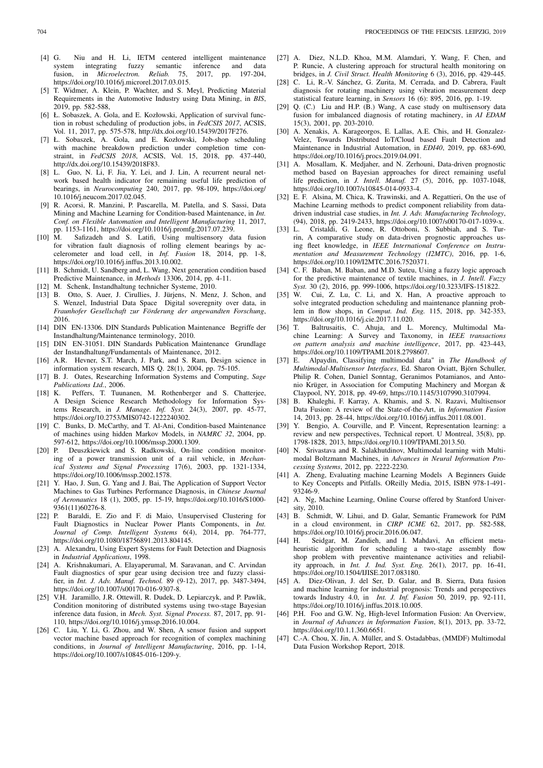[4] G. Niu and H. Li, IETM centered intelligent maintenance system integrating fuzzy semantic inference and data fusion, in *Microelectron. Reliab.* 75, 2017, pp. 197-204, https://doi.org/10.1016/j.microrel.2017.03.015.

[5] T. Widmer, A. Klein, P. Wachter, and S. Meyl, Predicting Material Requirements in the Automotive Industry using Data Mining, in *BIS*, 2019, pp. 582-588,

[6] Ł. Sobaszek, A. Gola, and E. Kozłowski, Application of survival function in robust scheduling of production jobs, in *FedCSIS 2017*, ACSIS, Vol. 11, 2017, pp. 575-578, http://dx.doi.org/10.15439/2017F276.

[7] Ł. Sobaszek, A. Gola, and E. Kozłowski, Job-shop scheduling with machine breakdown prediction under completion time constraint, in *FedCSIS 2018*, ACSIS, Vol. 15, 2018, pp. 437-440, http://dx.doi.org/10.15439/2018F83.

[8] L. Guo, N. Li, F. Jia, Y. Lei, and J. Lin, A recurrent neural network based health indicator for remaining useful life prediction of bearings, in *Neurocomputing* 240, 2017, pp. 98-109, https://doi.org/10.1016/j.neucom.2017.02.045.

[9] R. Acorsi, R. Manzini, P. Pascarella, M. Patella, and S. Sassi, Data Mining and Machine Learning for Condition-based Maintenance, in *Int. Conf. on Flexible Automation and Intelligent Manufacturing* 11, 2017, pp. 1153-1161, https://doi.org/10.1016/j.promfg.2017.07.239.

[10] M. Safizadeh and S. Latifi, Using multisensory data fusion for vibration fault diagnosis of rolling element bearings by accelerometer and load cell, in *Inf. Fusion* 18, 2014, pp. 1-8, https://doi.org/10.1016/j.inffus.2013.10.002.

[11] B. Schmidt, U. Sandberg and, L. Wang, Next generation condition based Predictive Maintenance, in *Methods* 13306, 2014, pp. 4-11.

[12] M. Schenk, Instandhaltung technicher Systeme, 2010.

[13] B. Otto, S. Auer, J. Cirullies, J. Jürjens, N. Menz, J. Schon, and S. Wenzel, Industrial Data Space Digital soverengity over data, in *Fraunhofer Gesellschaft zur Förderung der angewandten Forschung*, 2016.

[14] DIN EN-13306. DIN Standards Publication Maintenance Begriffe der Instandhaltung/Maintenance terminology, 2010.

[15] DIN EN-31051. DIN Standards Publication Maintenance Grundlage der Instandhaltung/Fundamentals of Maintenance, 2012.

[16] A.R. Hevner, S.T. March, J. Park, and S. Ram, Design science in information system research, MIS Q. 28(1), 2004, pp. 75-105.

[17] B. J. Oates, Researching Information Systems and Computing, *Sage Publications Ltd.*, 2006.

[18] K. Peffers, T. Tuunanen, M. Rothenberger and S. Chatterjee, A Design Science Research Methodology for Information Systems Research, in *J. Manage. Inf. Syst.* 24(3), 2007, pp. 45-77, https://doi.org/10.2753/MIS0742-1222240302.

[19] C. Bunks, D. McCarthy, and T. Al-Ani, Condition-based Maintenance of machines using hidden Markov Models, in *NAMRC 32*, 2004, pp. 597-612, https://doi.org/10.1006/mssp.2000.1309.

[20] P. Deuszkiewick and S. Radkowski, On-line condition monitoring of a power transmission unit of a rail vehicle, in *Mechanical Systems and Signal Processing* 17(6), 2003, pp. 1321-1334, https://doi.org/10.1006/mssp.2002.1578.

[21] Y. Hao, J. Sun, G. Yang and J. Bai, The Application of Support Vector Machines to Gas Turbines Performance Diagnosis, in *Chinese Journal of Aeronautics* 18 (1), 2005, pp. 15-19, https://doi.org/10.1016/S1000-9361(11)60276-8.

[22] P. Baraldi, E. Zio and F. di Maio, Unsupervised Clustering for Fault Diagnostics in Nuclear Power Plants Components, in *Int. Journal of Comp. Intelligent Systems* 6(4), 2014, pp. 764-777, https://doi.org/10.1080/18756891.2013.804145.

[23] A. Alexandru, Using Expert Systems for Fault Detection and Diagnosis in *Industrial Applications*, 1998.

[24] A. Krishnakumari, A. Elayaperumal, M. Saravanan, and C. Arvindan Fault diagnostics of spur gear using decision tree and fuzzy classifier, in *Int. J. Adv. Manuf. Technol.* 89 (9-12), 2017, pp. 3487-3494, https://doi.org/10.1007/s00170-016-9307-8.

[25] V.H. Jaramillo, J.R. Ottewill, R. Dudek, D. Lepiarczyk, and P. Pawlik, Condition monitoring of distributed systems using two-stage Bayesian inference data fusion, in *Mech. Syst. Signal Process.* 87, 2017, pp. 91-110, https://doi.org/10.1016/j.ymssp.2016.10.004.

[26] C. Liu, Y. Li, G. Zhou, and W. Shen, A sensor fusion and support vector machine based approach for recognition of complex machining conditions, in *Journal of Intelligent Manufacturing*, 2016, pp. 1-14, https://doi.org/10.1007/s10845-016-1209-y.

[27] A. Diez, N.L.D. Khoa, M.M. Alamdari, Y. Wang, F. Chen, and P. Runcie, A clustering approach for structural health monitoring on bridges, in *J. Civil Struct. Health Monitoring* 6 (3), 2016, pp. 429-445.

[28] C. Li, R.-V. Sánchez, G. Zurita, M. Cerrada, and D. Cabrera, Fault diagnosis for rotating machinery using vibration measurement deep statistical feature learning, in *Sensors* 16 (6): 895, 2016, pp. 1-19.

[29] Q. (C.) Liu and H.P. (B.) Wang, A case study on multisensory data fusion for imbalanced diagnosis of rotating machinery, in *AI EDAM* 15(3), 2001, pp. 203-2010.

[30] A. Xenakis, A. Karageorgos, E. Lallas, A.E. Chis, and H. Gonzalez-Velez, Towards Distributed IoT/Cloud based Fault Detection and Maintenance in Industrial Automation, in *EDI40*, 2019, pp. 683-690, https://doi.org/10.1016/j.procs.2019.04.091.

[31] A. Mosallam, K. Medjaher, and N. Zerhouni, Data-driven prognostic method based on Bayesian approaches for direct remaining useful life prediction, in *J. Intell. Manuf.* 27 (5), 2016, pp. 1037-1048, https://doi.org/10.1007/s10845-014-0933-4.

[32] E. F. Alsina, M. Chica, K. Trawinski, and A. Regattieri, On the use of Machine Learning methods to predict component reliability from data-driven industrial case studies, in *Int. J. Adv. Manufacturing Technology*, (94), 2018, pp. 2419-2433, https://doi.org/10.1007/s00170-017-1039-x.

[33] L. Cristaldi, G. Leone, R. Ottoboni, S. Subbiah, and S. Turrin, A comparative study on data-driven prognostic approaches using fleet knowledge, in *IEEE International Conference on Instrumentation and Measurement Technology (I2MTC)*, 2016, pp. 1-6, https://doi.org/10.1109/I2MTC.2016.7520371.

[34] C. F. Baban, M. Baban, and M.D. Suteu, Using a fuzzy logic approach for the predictive maintenance of textile machines, in *J. Intell. Fuzzy Syst.* 30 (2), 2016, pp. 999-1006, https://doi.org/10.3233/IFS-151822.

[35] W. Cui, Z. Lu, C. Li, and X. Han, A proactive approach to solve integrated production scheduling and maintenance planning problem in flow shops, in *Comput. Ind. Eng.* 115, 2018, pp. 342-353, https://doi.org/10.1016/j.cie.2017.11.020.

[36] T. Baltrusaitis, C. Ahuja, and L. Morency, Multimodal Machine Learning: A Survey and Taxonomy, in *IEEE transactions on pattern analysis and machine intelligence*, 2017, pp. 423-443, https://doi.org/10.1109/TPAMI.2018.2798607.

[37] E. Alpaydin, Classifying multimodal data" in *The Handbook of Multimodal-Multisensor Interfaces*, Ed. Sharon Oviatt, Björn Schuller, Philip R. Cohen, Daniel Sonntag, Geranimos Potamianos, and Antonio Krüger, in Association for Computing Machinery and Morgan & Claypool, NY, 2018, pp. 49-69, https://10.1145/3107990.3107994.

[38] B. Khaleghi, F. Karray, A. Khamis, and S. N. Razavi, Multisensor Data Fusion: A review of the State-of-the-Art, in *Information Fusion* 14, 2013, pp. 28-44, https://doi.org/10.1016/j.inffus.2011.08.001.

[39] Y. Bengio, A. Courville, and P. Vincent, Representation learning: a review and new perspectives, Technical report. U Montreal, 35(8), pp. 1798-1828, 2013, https://doi.org/10.1109/TPAMI.2013.50.

[40] N. Srivastava and R. Salakhutdinov, Multimodal learning with Multimodal Boltzmann Machines, in *Advances in Neural Information Processing Systems*, 2012, pp. 2222-2230.

[41] A. Zheng, Evaluating machine Learning Models A Beginners Guide to Key Concepts and Pitfalls. OReilly Media, 2015, ISBN 978-1-491-93246-9.

[42] A. Ng, Machine Learning, Online Course offered by Stanford University, 2010.

[43] B. Schmidt, W. Lihui, and D. Galar, Semantic Framework for PdM in a cloud environment, in *CIRP ICME* 62, 2017, pp. 582-588, https://doi.org/10.1016/j.procir.2016.06.047.

[44] H. Seidgar, M. Zandieh, and I. Mahdavi, An efficient metaheuristic algorithm for scheduling a two-stage assembly flow shop problem with preventive maintenance activities and reliability approach, in *Int. J. Ind. Syst. Eng.* 26(1), 2017, pp. 16-41, https://doi.org/10.1504/IJISE.2017.083180.

[45] A. Diez-Olivan, J. del Ser, D. Galar, and B. Sierra, Data fusion and machine learning for industrial prognosis: Trends and perspectives towards Industry 4.0, in *Int. J. Inf. Fusion* 50, 2019, pp. 92-111, https://doi.org/10.1016/j.inffus.2018.10.005.

[46] P.H. Foo and G.W. Ng, High-level Information Fusion: An Overview, in *Journal of Advances in Information Fusion*, 8(1), 2013, pp. 33-72, https://doi.org/10.1.1.360.6651.

[47] C.-A. Chou, X. Jin, A. Müller, and S. Ostadabbas, (MMDF) Multimodal Data Fusion Workshop Report, 2018.